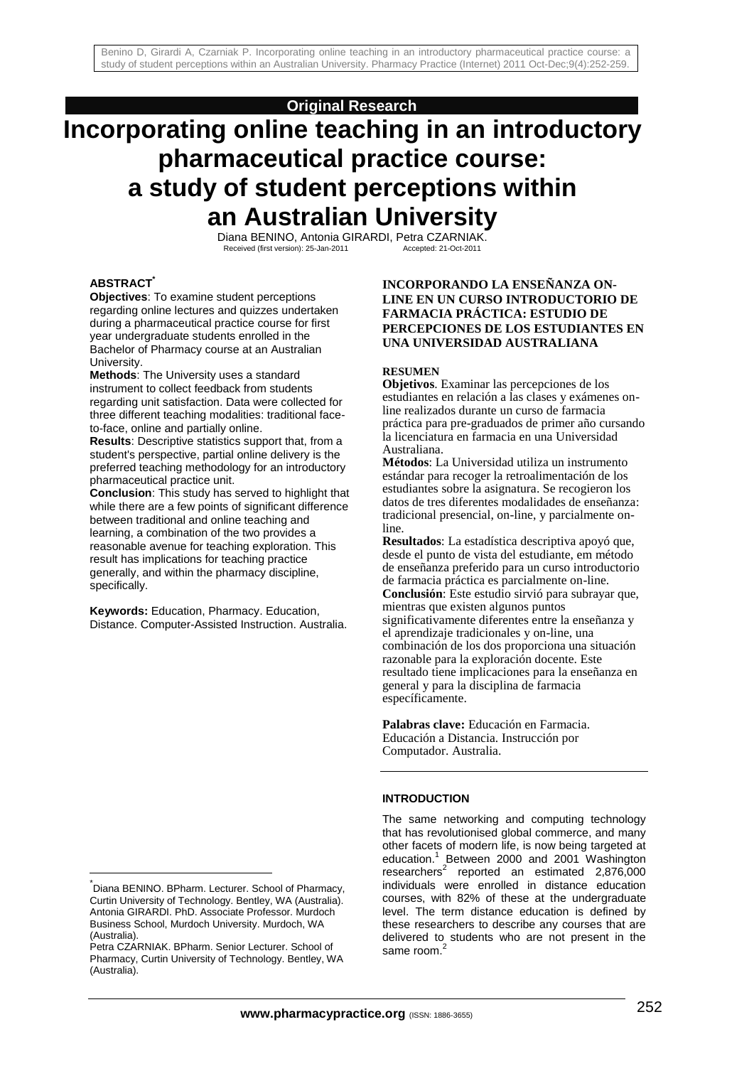Original Research

# Incorporating online teaching in an introductory pharmaceutical practice course: a study of student perceptions within an Australian University

Diana BENINO, Antonia GIRARDI, Petra CZARNIAK.

Received (first version): 25-Jan-2011 Accepted: 21-Oct-2011

## ABSTRACT*

**Objectives**: To examine student perceptions regarding online lectures and quizzes undertaken during a pharmaceutical practice course for first year undergraduate students enrolled in the Bachelor of Pharmacy course at an Australian University.

**Methods**: The University uses a standard instrument to collect feedback from students regarding unit satisfaction. Data were collected for three different teaching modalities: traditional face-to-face, online and partially online.

**Results**: Descriptive statistics support that, from a student's perspective, partial online delivery is the preferred teaching methodology for an introductory pharmaceutical practice unit.

**Conclusion**: This study has served to highlight that while there are a few points of significant difference between traditional and online teaching and learning, a combination of the two provides a reasonable avenue for teaching exploration. This result has implications for teaching practice generally, and within the pharmacy discipline, specifically.

**Keywords:** Education, Pharmacy. Education, Distance. Computer-Assisted Instruction. Australia.

## INCORPORANDO LA ENSEÑANZA ON-LINE EN UN CURSO INTRODUCTORIO DE FARMACIA PRÁCTICA: ESTUDIO DE PERCEPCIONES DE LOS ESTUDIANTES EN UNA UNIVERSIDAD AUSTRALIANA

### RESUMEN

**Objetivos**. Examinar las percepciones de los estudiantes en relación a las clases y exámenes on-line realizados durante un curso de farmacia práctica para pre-graduados de primer año cursando la licenciatura en farmacia en una Universidad Australiana.

**Métodos**: La Universidad utiliza un instrumento estándar para recoger la retroalimentación de los estudiantes sobre la asignatura. Se recogieron los datos de tres diferentes modalidades de enseñanza: tradicional presencial, on-line, y parcialmente on-line.

**Resultados**: La estadística descriptiva apoyó que, desde el punto de vista del estudiante, em método de enseñanza preferido para un curso introductorio de farmacia práctica es parcialmente on-line.

**Conclusión**: Este estudio sirvió para subrayar que, mientras que existen algunos puntos significativamente diferentes entre la enseñanza y el aprendizaje tradicionales y on-line, una combinación de los dos proporciona una situación razonable para la exploración docente. Este resultado tiene implicaciones para la enseñanza en general y para la disciplina de farmacia específicamente.

**Palabras clave:** Educación en Farmacia. Educación a Distancia. Instrucción por Computador. Australia.

## INTRODUCTION

The same networking and computing technology that has revolutionised global commerce, and many other facets of modern life, is now being targeted at education.[1] Between 2000 and 2001 Washington researchers[2] reported an estimated 2,876,000 individuals were enrolled in distance education courses, with 82% of these at the undergraduate level. The term distance education is defined by these researchers to describe any courses that are delivered to students who are not present in the same room.[2]

---

*Diana BENINO. BPharm. Lecturer. School of Pharmacy, Curtin University of Technology. Bentley, WA (Australia). Antonia GIRARDI. PhD. Associate Professor. Murdoch Business School, Murdoch University. Murdoch, WA (Australia).

Petra CZARNIAK. BPharm. Senior Lecturer. School of Pharmacy, Curtin University of Technology. Bentley, WA (Australia).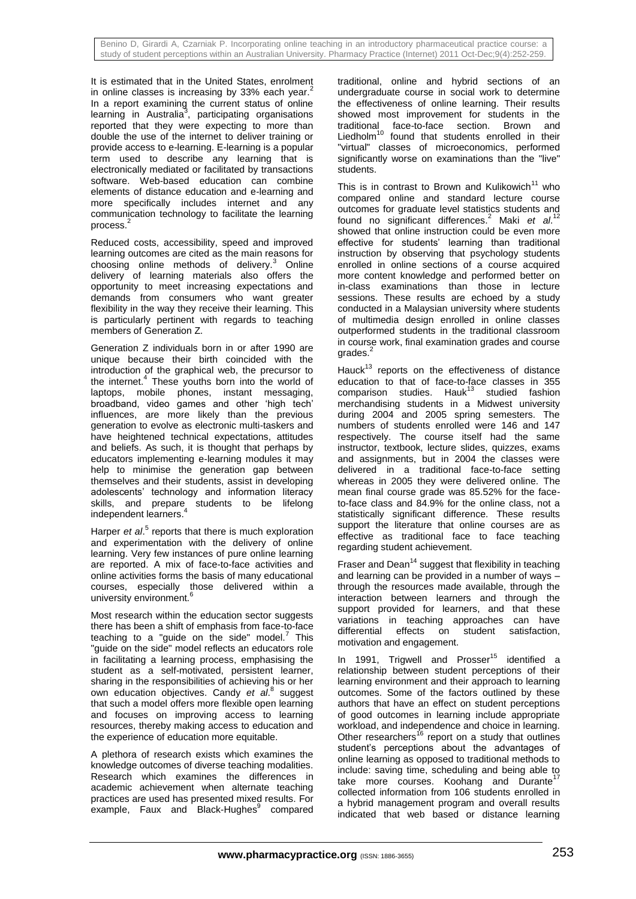It is estimated that in the United States, enrolment in online classes is increasing by 33% each year.[2] In a report examining the current status of online learning in Australia[3], participating organisations reported that they were expecting to more than double the use of the internet to deliver training or provide access to e-learning. E-learning is a popular term used to describe any learning that is electronically mediated or facilitated by transactions software. Web-based education can combine elements of distance education and e-learning and more specifically includes internet and any communication technology to facilitate the learning process.[2]

Reduced costs, accessibility, speed and improved learning outcomes are cited as the main reasons for choosing online methods of delivery.[3] Online delivery of learning materials also offers the opportunity to meet increasing expectations and demands from consumers who want greater flexibility in the way they receive their learning. This is particularly pertinent with regards to teaching members of Generation Z.

Generation Z individuals born in or after 1990 are unique because their birth coincided with the introduction of the graphical web, the precursor to the internet.[4] These youths born into the world of laptops, mobile phones, instant messaging, broadband, video games and other 'high tech' influences, are more likely than the previous generation to evolve as electronic multi-taskers and have heightened technical expectations, attitudes and beliefs. As such, it is thought that perhaps by educators implementing e-learning modules it may help to minimise the generation gap between themselves and their students, assist in developing adolescents' technology and information literacy skills, and prepare students to be lifelong independent learners.[4]

Harper *et al*.[5] reports that there is much exploration and experimentation with the delivery of online learning. Very few instances of pure online learning are reported. A mix of face-to-face activities and online activities forms the basis of many educational courses, especially those delivered within a university environment.[6]

Most research within the education sector suggests there has been a shift of emphasis from face-to-face teaching to a "guide on the side" model.[7] This "guide on the side" model reflects an educators role in facilitating a learning process, emphasising the student as a self-motivated, persistent learner, sharing in the responsibilities of achieving his or her own education objectives. Candy *et al*.[8] suggest that such a model offers more flexible open learning and focuses on improving access to learning resources, thereby making access to education and the experience of education more equitable.

A plethora of research exists which examines the knowledge outcomes of diverse teaching modalities. Research which examines the differences in academic achievement when alternate teaching practices are used has presented mixed results. For example, Faux and Black-Hughes[9] compared traditional, online and hybrid sections of an undergraduate course in social work to determine the effectiveness of online learning. Their results showed most improvement for students in the traditional face-to-face section. Brown and Liedholm[10] found that students enrolled in their "virtual" classes of microeconomics, performed significantly worse on examinations than the "live" students.

This is in contrast to Brown and Kulikowich[11] who compared online and standard lecture course outcomes for graduate level statistics students and found no significant differences.[2] Maki *et al*.[12] showed that online instruction could be even more effective for students' learning than traditional instruction by observing that psychology students enrolled in online sections of a course acquired more content knowledge and performed better on in-class examinations than those in lecture sessions. These results are echoed by a study conducted in a Malaysian university where students of multimedia design enrolled in online classes outperformed students in the traditional classroom in course work, final examination grades and course grades.[2]

Hauck[13] reports on the effectiveness of distance education to that of face-to-face classes in 355 comparison studies. Hauk[13] studied fashion merchandising students in a Midwest university during 2004 and 2005 spring semesters. The numbers of students enrolled were 146 and 147 respectively. The course itself had the same instructor, textbook, lecture slides, quizzes, exams and assignments, but in 2004 the classes were delivered in a traditional face-to-face setting whereas in 2005 they were delivered online. The mean final course grade was 85.52% for the face-to-face class and 84.9% for the online class, not a statistically significant difference. These results support the literature that online courses are as effective as traditional face to face teaching regarding student achievement.

Fraser and Dean[14] suggest that flexibility in teaching and learning can be provided in a number of ways – through the resources made available, through the interaction between learners and through the support provided for learners, and that these variations in teaching approaches can have differential effects on student satisfaction, motivation and engagement.

In 1991, Trigwell and Prosser[15] identified a relationship between student perceptions of their learning environment and their approach to learning outcomes. Some of the factors outlined by these authors that have an effect on student perceptions of good outcomes in learning include appropriate workload, and independence and choice in learning. Other researchers[16] report on a study that outlines student's perceptions about the advantages of online learning as opposed to traditional methods to include: saving time, scheduling and being able to take more courses. Koohang and Durante[17] collected information from 106 students enrolled in a hybrid management program and overall results indicated that web based or distance learning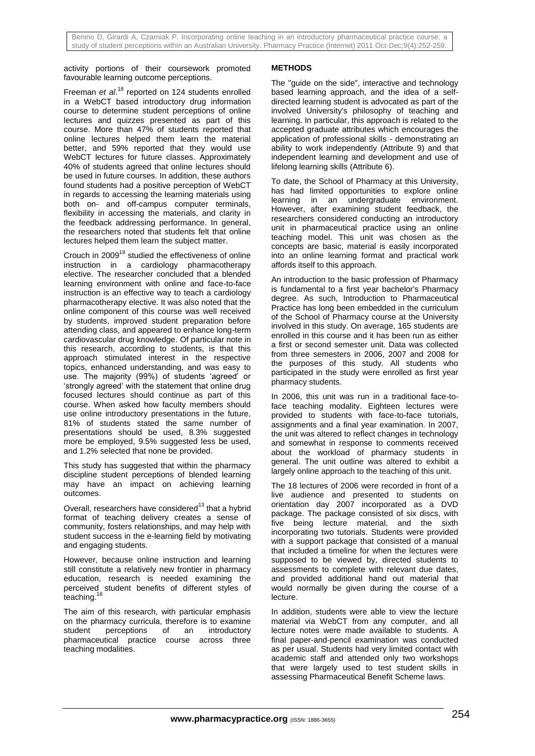activity portions of their coursework promoted favourable learning outcome perceptions.

Freeman *et al*.[18] reported on 124 students enrolled in a WebCT based introductory drug information course to determine student perceptions of online lectures and quizzes presented as part of this course. More than 47% of students reported that online lectures helped them learn the material better, and 59% reported that they would use WebCT lectures for future classes. Approximately 40% of students agreed that online lectures should be used in future courses. In addition, these authors found students had a positive perception of WebCT in regards to accessing the learning materials using both on- and off-campus computer terminals, flexibility in accessing the materials, and clarity in the feedback addressing performance. In general, the researchers noted that students felt that online lectures helped them learn the subject matter.

Crouch in 2009[19] studied the effectiveness of online instruction in a cardiology pharmacotherapy elective. The researcher concluded that a blended learning environment with online and face-to-face instruction is an effective way to teach a cardiology pharmacotherapy elective. It was also noted that the online component of this course was well received by students, improved student preparation before attending class, and appeared to enhance long-term cardiovascular drug knowledge. Of particular note in this research, according to students, is that this approach stimulated interest in the respective topics, enhanced understanding, and was easy to use. The majority (99%) of students 'agreed' or 'strongly agreed' with the statement that online drug focused lectures should continue as part of this course. When asked how faculty members should use online introductory presentations in the future, 81% of students stated the same number of presentations should be used, 8.3% suggested more be employed, 9.5% suggested less be used, and 1.2% selected that none be provided.

This study has suggested that within the pharmacy discipline student perceptions of blended learning may have an impact on achieving learning outcomes.

Overall, researchers have considered[13] that a hybrid format of teaching delivery creates a sense of community, fosters relationships, and may help with student success in the e-learning field by motivating and engaging students.

However, because online instruction and learning still constitute a relatively new frontier in pharmacy education, research is needed examining the perceived student benefits of different styles of teaching.[16]

The aim of this research, with particular emphasis on the pharmacy curricula, therefore is to examine student perceptions of an introductory pharmaceutical practice course across three teaching modalities.

## METHODS

The "guide on the side", interactive and technology based learning approach, and the idea of a self-directed learning student is advocated as part of the involved University's philosophy of teaching and learning. In particular, this approach is related to the accepted graduate attributes which encourages the application of professional skills - demonstrating an ability to work independently (Attribute 9) and that independent learning and development and use of lifelong learning skills (Attribute 6).

To date, the School of Pharmacy at this University, has had limited opportunities to explore online learning in an undergraduate environment. However, after examining student feedback, the researchers considered conducting an introductory unit in pharmaceutical practice using an online teaching model. This unit was chosen as the concepts are basic, material is easily incorporated into an online learning format and practical work affords itself to this approach.

An introduction to the basic profession of Pharmacy is fundamental to a first year bachelor's Pharmacy degree. As such, Introduction to Pharmaceutical Practice has long been embedded in the curriculum of the School of Pharmacy course at the University involved in this study. On average, 165 students are enrolled in this course and it has been run as either a first or second semester unit. Data was collected from three semesters in 2006, 2007 and 2008 for the purposes of this study. All students who participated in the study were enrolled as first year pharmacy students.

In 2006, this unit was run in a traditional face-to-face teaching modality. Eighteen lectures were provided to students with face-to-face tutorials, assignments and a final year examination. In 2007, the unit was altered to reflect changes in technology and somewhat in response to comments received about the workload of pharmacy students in general. The unit outline was altered to exhibit a largely online approach to the teaching of this unit.

The 18 lectures of 2006 were recorded in front of a live audience and presented to students on orientation day 2007 incorporated as a DVD package. The package consisted of six discs, with five being lecture material, and the sixth incorporating two tutorials. Students were provided with a support package that consisted of a manual that included a timeline for when the lectures were supposed to be viewed by, directed students to assessments to complete with relevant due dates, and provided additional hand out material that would normally be given during the course of a lecture.

In addition, students were able to view the lecture material via WebCT from any computer, and all lecture notes were made available to students. A final paper-and-pencil examination was conducted as per usual. Students had very limited contact with academic staff and attended only two workshops that were largely used to test student skills in assessing Pharmaceutical Benefit Scheme laws.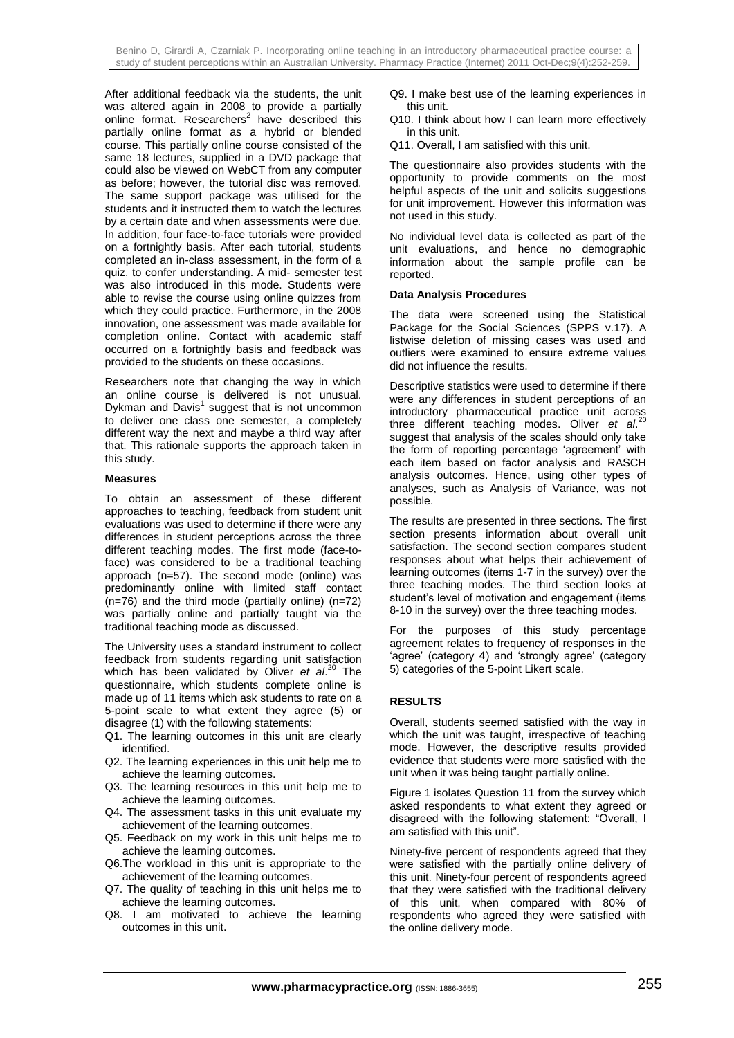After additional feedback via the students, the unit was altered again in 2008 to provide a partially online format. Researchers[2] have described this partially online format as a hybrid or blended course. This partially online course consisted of the same 18 lectures, supplied in a DVD package that could also be viewed on WebCT from any computer as before; however, the tutorial disc was removed. The same support package was utilised for the students and it instructed them to watch the lectures by a certain date and when assessments were due. In addition, four face-to-face tutorials were provided on a fortnightly basis. After each tutorial, students completed an in-class assessment, in the form of a quiz, to confer understanding. A mid- semester test was also introduced in this mode. Students were able to revise the course using online quizzes from which they could practice. Furthermore, in the 2008 innovation, one assessment was made available for completion online. Contact with academic staff occurred on a fortnightly basis and feedback was provided to the students on these occasions.

Researchers note that changing the way in which an online course is delivered is not unusual. Dykman and Davis[1] suggest that is not uncommon to deliver one class one semester, a completely different way the next and maybe a third way after that. This rationale supports the approach taken in this study.

**Measures**

To obtain an assessment of these different approaches to teaching, feedback from student unit evaluations was used to determine if there were any differences in student perceptions across the three different teaching modes. The first mode (face-to-face) was considered to be a traditional teaching approach (n=57). The second mode (online) was predominantly online with limited staff contact (n=76) and the third mode (partially online) (n=72) was partially online and partially taught via the traditional teaching mode as discussed.

The University uses a standard instrument to collect feedback from students regarding unit satisfaction which has been validated by Oliver *et al*.[20] The questionnaire, which students complete online is made up of 11 items which ask students to rate on a 5-point scale to what extent they agree (5) or disagree (1) with the following statements:

- Q1. The learning outcomes in this unit are clearly identified.
- Q2. The learning experiences in this unit help me to achieve the learning outcomes.
- Q3. The learning resources in this unit help me to achieve the learning outcomes.
- Q4. The assessment tasks in this unit evaluate my achievement of the learning outcomes.
- Q5. Feedback on my work in this unit helps me to achieve the learning outcomes.
- Q6.The workload in this unit is appropriate to the achievement of the learning outcomes.
- Q7. The quality of teaching in this unit helps me to achieve the learning outcomes.
- Q8. I am motivated to achieve the learning outcomes in this unit.
- Q9. I make best use of the learning experiences in this unit.
- Q10. I think about how I can learn more effectively in this unit.
- Q11. Overall, I am satisfied with this unit.

The questionnaire also provides students with the opportunity to provide comments on the most helpful aspects of the unit and solicits suggestions for unit improvement. However this information was not used in this study.

No individual level data is collected as part of the unit evaluations, and hence no demographic information about the sample profile can be reported.

**Data Analysis Procedures**

The data were screened using the Statistical Package for the Social Sciences (SPPS v.17). A listwise deletion of missing cases was used and outliers were examined to ensure extreme values did not influence the results.

Descriptive statistics were used to determine if there were any differences in student perceptions of an introductory pharmaceutical practice unit across three different teaching modes. Oliver *et al*.[20] suggest that analysis of the scales should only take the form of reporting percentage 'agreement' with each item based on factor analysis and RASCH analysis outcomes. Hence, using other types of analyses, such as Analysis of Variance, was not possible.

The results are presented in three sections. The first section presents information about overall unit satisfaction. The second section compares student responses about what helps their achievement of learning outcomes (items 1-7 in the survey) over the three teaching modes. The third section looks at student's level of motivation and engagement (items 8-10 in the survey) over the three teaching modes.

For the purposes of this study percentage agreement relates to frequency of responses in the 'agree' (category 4) and 'strongly agree' (category 5) categories of the 5-point Likert scale.

## RESULTS

Overall, students seemed satisfied with the way in which the unit was taught, irrespective of teaching mode. However, the descriptive results provided evidence that students were more satisfied with the unit when it was being taught partially online.

Figure 1 isolates Question 11 from the survey which asked respondents to what extent they agreed or disagreed with the following statement: "Overall, I am satisfied with this unit".

Ninety-five percent of respondents agreed that they were satisfied with the partially online delivery of this unit. Ninety-four percent of respondents agreed that they were satisfied with the traditional delivery of this unit, when compared with 80% of respondents who agreed they were satisfied with the online delivery mode.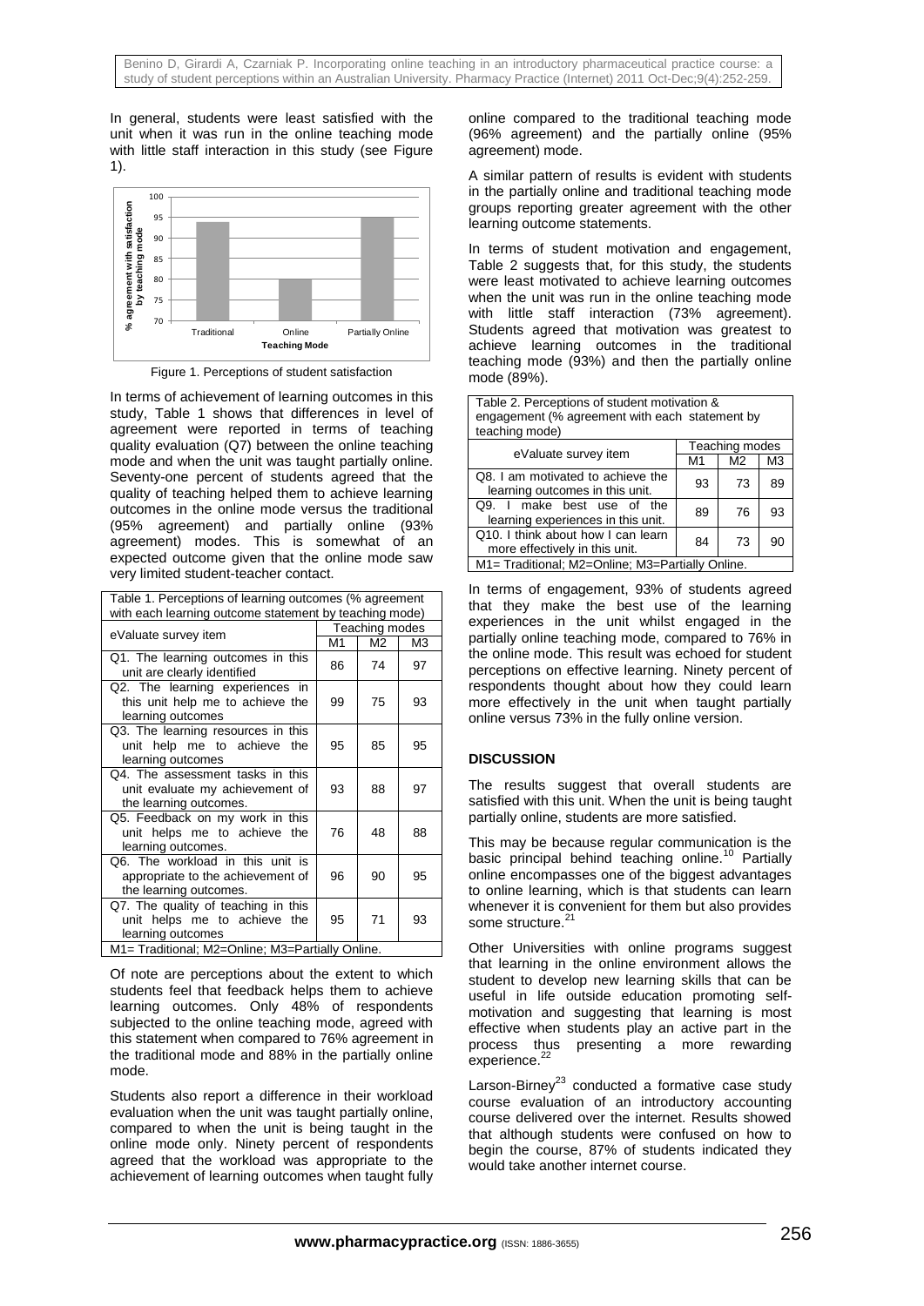In general, students were least satisfied with the unit when it was run in the online teaching mode with little staff interaction in this study (see Figure 1).

Figure 1. Perceptions of student satisfaction

In terms of achievement of learning outcomes in this study, Table 1 shows that differences in level of agreement were reported in terms of teaching quality evaluation (Q7) between the online teaching mode and when the unit was taught partially online. Seventy-one percent of students agreed that the quality of teaching helped them to achieve learning outcomes in the online mode versus the traditional (95% agreement) and partially online (93% agreement) modes. This is somewhat of an expected outcome given that the online mode saw very limited student-teacher contact.

Table 1. Perceptions of learning outcomes (% agreement with each learning outcome statement by teaching mode)

| eValuate survey item | Teaching modes | | |
|---|---|---|---|
| | M1 | M2 | M3 |
| Q1. The learning outcomes in this unit are clearly identified | 86 | 74 | 97 |
| Q2. The learning experiences in this unit help me to achieve the learning outcomes | 99 | 75 | 93 |
| Q3. The learning resources in this unit help me to achieve the learning outcomes | 95 | 85 | 95 |
| Q4. The assessment tasks in this unit evaluate my achievement of the learning outcomes. | 93 | 88 | 97 |
| Q5. Feedback on my work in this unit helps me to achieve the learning outcomes. | 76 | 48 | 88 |
| Q6. The workload in this unit is appropriate to the achievement of the learning outcomes. | 96 | 90 | 95 |
| Q7. The quality of teaching in this unit helps me to achieve the learning outcomes | 95 | 71 | 93 |

M1= Traditional; M2=Online; M3=Partially Online.

Of note are perceptions about the extent to which students feel that feedback helps them to achieve learning outcomes. Only 48% of respondents subjected to the online teaching mode, agreed with this statement when compared to 76% agreement in the traditional mode and 88% in the partially online mode.

Students also report a difference in their workload evaluation when the unit was taught partially online, compared to when the unit is being taught in the online mode only. Ninety percent of respondents agreed that the workload was appropriate to the achievement of learning outcomes when taught fully online compared to the traditional teaching mode (96% agreement) and the partially online (95% agreement) mode.

A similar pattern of results is evident with students in the partially online and traditional teaching mode groups reporting greater agreement with the other learning outcome statements.

In terms of student motivation and engagement, Table 2 suggests that, for this study, the students were least motivated to achieve learning outcomes when the unit was run in the online teaching mode with little staff interaction (73% agreement). Students agreed that motivation was greatest to achieve learning outcomes in the traditional teaching mode (93%) and then the partially online mode (89%).

Table 2. Perceptions of student motivation & engagement (% agreement with each statement by teaching mode)

| eValuate survey item | Teaching modes | | |
|---|---|---|---|
| | M1 | M2 | M3 |
| Q8. I am motivated to achieve the learning outcomes in this unit. | 93 | 73 | 89 |
| Q9. I make best use of the learning experiences in this unit. | 89 | 76 | 93 |
| Q10. I think about how I can learn more effectively in this unit. | 84 | 73 | 90 |

M1= Traditional; M2=Online; M3=Partially Online.

In terms of engagement, 93% of students agreed that they make the best use of the learning experiences in the unit whilst engaged in the partially online teaching mode, compared to 76% in the online mode. This result was echoed for student perceptions on effective learning. Ninety percent of respondents thought about how they could learn more effectively in the unit when taught partially online versus 73% in the fully online version.

## DISCUSSION

The results suggest that overall students are satisfied with this unit. When the unit is being taught partially online, students are more satisfied.

This may be because regular communication is the basic principal behind teaching online.[10] Partially online encompasses one of the biggest advantages to online learning, which is that students can learn whenever it is convenient for them but also provides some structure.[21]

Other Universities with online programs suggest that learning in the online environment allows the student to develop new learning skills that can be useful in life outside education promoting self-motivation and suggesting that learning is most effective when students play an active part in the process thus presenting a more rewarding experience.[22]

Larson-Birney[23] conducted a formative case study course evaluation of an introductory accounting course delivered over the internet. Results showed that although students were confused on how to begin the course, 87% of students indicated they would take another internet course.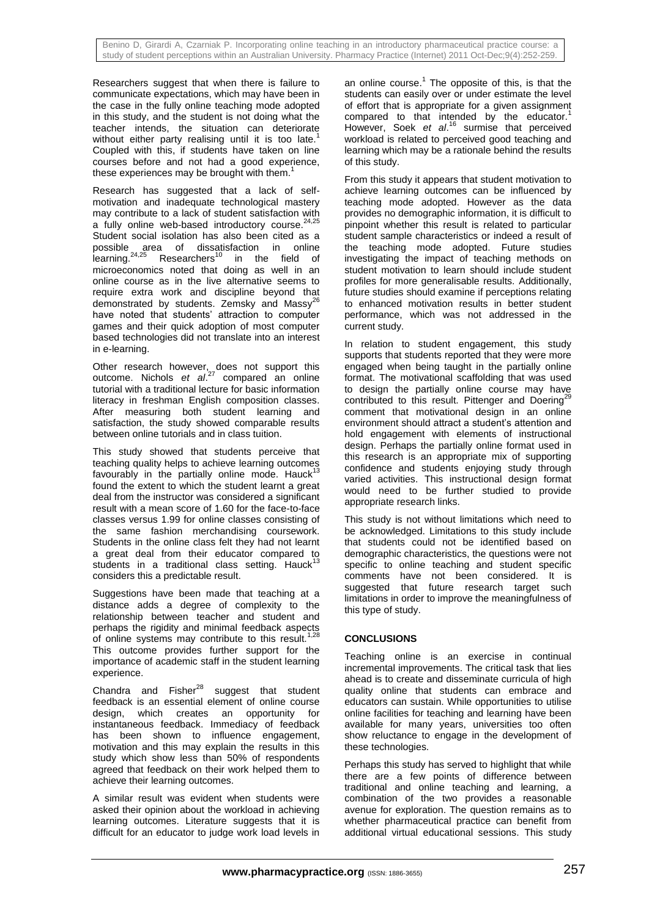Researchers suggest that when there is failure to communicate expectations, which may have been in the case in the fully online teaching mode adopted in this study, and the student is not doing what the teacher intends, the situation can deteriorate without either party realising until it is too late.[1] Coupled with this, if students have taken on line courses before and not had a good experience, these experiences may be brought with them.[1]

Research has suggested that a lack of self-motivation and inadequate technological mastery may contribute to a lack of student satisfaction with a fully online web-based introductory course.[24,25] Student social isolation has also been cited as a possible area of dissatisfaction in online learning.[24,25] Researchers[10] in the field of microeconomics noted that doing as well in an online course as in the live alternative seems to require extra work and discipline beyond that demonstrated by students. Zemsky and Massy[26] have noted that students' attraction to computer games and their quick adoption of most computer based technologies did not translate into an interest in e-learning.

Other research however, does not support this outcome. Nichols *et al*.[27] compared an online tutorial with a traditional lecture for basic information literacy in freshman English composition classes. After measuring both student learning and satisfaction, the study showed comparable results between online tutorials and in class tuition.

This study showed that students perceive that teaching quality helps to achieve learning outcomes favourably in the partially online mode. Hauck[13] found the extent to which the student learnt a great deal from the instructor was considered a significant result with a mean score of 1.60 for the face-to-face classes versus 1.99 for online classes consisting of the same fashion merchandising coursework. Students in the online class felt they had not learnt a great deal from their educator compared to students in a traditional class setting. Hauck[13] considers this a predictable result.

Suggestions have been made that teaching at a distance adds a degree of complexity to the relationship between teacher and student and perhaps the rigidity and minimal feedback aspects of online systems may contribute to this result.[1,28] This outcome provides further support for the importance of academic staff in the student learning experience.

Chandra and Fisher[28] suggest that student feedback is an essential element of online course design, which creates an opportunity for instantaneous feedback. Immediacy of feedback has been shown to influence engagement, motivation and this may explain the results in this study which show less than 50% of respondents agreed that feedback on their work helped them to achieve their learning outcomes.

A similar result was evident when students were asked their opinion about the workload in achieving learning outcomes. Literature suggests that it is difficult for an educator to judge work load levels in an online course.[1] The opposite of this, is that the students can easily over or under estimate the level of effort that is appropriate for a given assignment compared to that intended by the educator.[1] However, Soek *et al*.[16] surmise that perceived workload is related to perceived good teaching and learning which may be a rationale behind the results of this study.

From this study it appears that student motivation to achieve learning outcomes can be influenced by teaching mode adopted. However as the data provides no demographic information, it is difficult to pinpoint whether this result is related to particular student sample characteristics or indeed a result of the teaching mode adopted. Future studies investigating the impact of teaching methods on student motivation to learn should include student profiles for more generalisable results. Additionally, future studies should examine if perceptions relating to enhanced motivation results in better student performance, which was not addressed in the current study.

In relation to student engagement, this study supports that students reported that they were more engaged when being taught in the partially online format. The motivational scaffolding that was used to design the partially online course may have contributed to this result. Pittenger and Doering[29] comment that motivational design in an online environment should attract a student's attention and hold engagement with elements of instructional design. Perhaps the partially online format used in this research is an appropriate mix of supporting confidence and students enjoying study through varied activities. This instructional design format would need to be further studied to provide appropriate research links.

This study is not without limitations which need to be acknowledged. Limitations to this study include that students could not be identified based on demographic characteristics, the questions were not specific to online teaching and student specific comments have not been considered. It is suggested that future research target such limitations in order to improve the meaningfulness of this type of study.

## CONCLUSIONS

Teaching online is an exercise in continual incremental improvements. The critical task that lies ahead is to create and disseminate curricula of high quality online that students can embrace and educators can sustain. While opportunities to utilise online facilities for teaching and learning have been available for many years, universities too often show reluctance to engage in the development of these technologies.

Perhaps this study has served to highlight that while there are a few points of difference between traditional and online teaching and learning, a combination of the two provides a reasonable avenue for exploration. The question remains as to whether pharmaceutical practice can benefit from additional virtual educational sessions. This study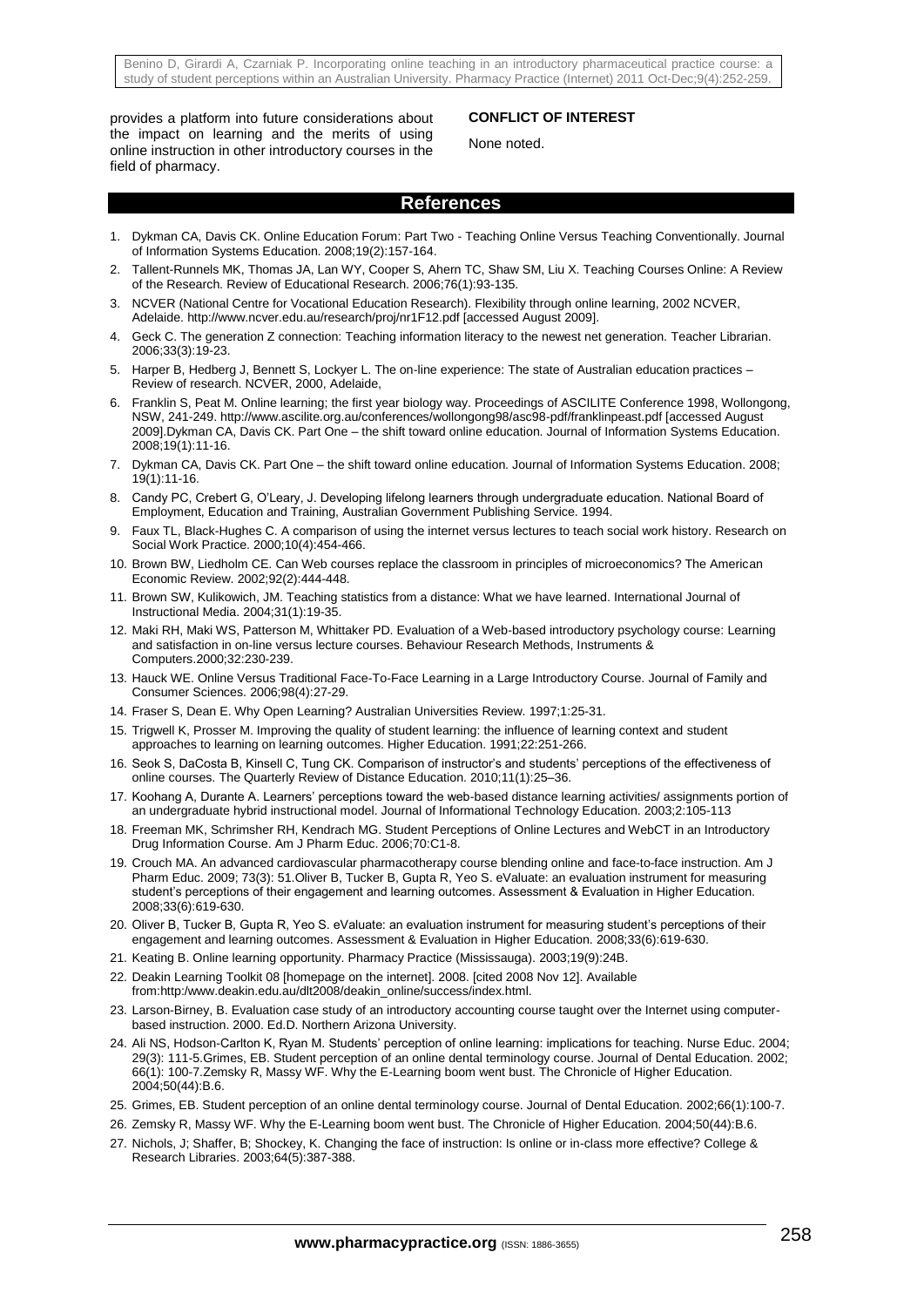provides a platform into future considerations about the impact on learning and the merits of using online instruction in other introductory courses in the field of pharmacy.

**CONFLICT OF INTEREST**

None noted.

## References

1. Dykman CA, Davis CK. Online Education Forum: Part Two - Teaching Online Versus Teaching Conventionally. Journal of Information Systems Education. 2008;19(2):157-164.
2. Tallent-Runnels MK, Thomas JA, Lan WY, Cooper S, Ahern TC, Shaw SM, Liu X. Teaching Courses Online: A Review of the Research. Review of Educational Research. 2006;76(1):93-135.
3. NCVER (National Centre for Vocational Education Research). Flexibility through online learning, 2002 NCVER, Adelaide. http://www.ncver.edu.au/research/proj/nr1F12.pdf [accessed August 2009].
4. Geck C. The generation Z connection: Teaching information literacy to the newest net generation. Teacher Librarian. 2006;33(3):19-23.
5. Harper B, Hedberg J, Bennett S, Lockyer L. The on-line experience: The state of Australian education practices – Review of research. NCVER, 2000, Adelaide,
6. Franklin S, Peat M. Online learning; the first year biology way. Proceedings of ASCILITE Conference 1998, Wollongong, NSW, 241-249. http://www.ascilite.org.au/conferences/wollongong98/asc98-pdf/franklinpeast.pdf [accessed August 2009].Dykman CA, Davis CK. Part One – the shift toward online education. Journal of Information Systems Education. 2008;19(1):11-16.
7. Dykman CA, Davis CK. Part One – the shift toward online education. Journal of Information Systems Education. 2008; 19(1):11-16.
8. Candy PC, Crebert G, O'Leary, J. Developing lifelong learners through undergraduate education. National Board of Employment, Education and Training, Australian Government Publishing Service. 1994.
9. Faux TL, Black-Hughes C. A comparison of using the internet versus lectures to teach social work history. Research on Social Work Practice. 2000;10(4):454-466.
10. Brown BW, Liedholm CE. Can Web courses replace the classroom in principles of microeconomics? The American Economic Review. 2002;92(2):444-448.
11. Brown SW, Kulikowich, JM. Teaching statistics from a distance: What we have learned. International Journal of Instructional Media. 2004;31(1):19-35.
12. Maki RH, Maki WS, Patterson M, Whittaker PD. Evaluation of a Web-based introductory psychology course: Learning and satisfaction in on-line versus lecture courses. Behaviour Research Methods, Instruments & Computers.2000;32:230-239.
13. Hauck WE. Online Versus Traditional Face-To-Face Learning in a Large Introductory Course. Journal of Family and Consumer Sciences. 2006;98(4):27-29.
14. Fraser S, Dean E. Why Open Learning? Australian Universities Review. 1997;1:25-31.
15. Trigwell K, Prosser M. Improving the quality of student learning: the influence of learning context and student approaches to learning on learning outcomes. Higher Education. 1991;22:251-266.
16. Seok S, DaCosta B, Kinsell C, Tung CK. Comparison of instructor's and students' perceptions of the effectiveness of online courses. The Quarterly Review of Distance Education. 2010;11(1):25–36.
17. Koohang A, Durante A. Learners' perceptions toward the web-based distance learning activities/ assignments portion of an undergraduate hybrid instructional model. Journal of Informational Technology Education. 2003;2:105-113
18. Freeman MK, Schrimsher RH, Kendrach MG. Student Perceptions of Online Lectures and WebCT in an Introductory Drug Information Course. Am J Pharm Educ. 2006;70:C1-8.
19. Crouch MA. An advanced cardiovascular pharmacotherapy course blending online and face-to-face instruction. Am J Pharm Educ. 2009; 73(3): 51.Oliver B, Tucker B, Gupta R, Yeo S. eValuate: an evaluation instrument for measuring student's perceptions of their engagement and learning outcomes. Assessment & Evaluation in Higher Education. 2008;33(6):619-630.
20. Oliver B, Tucker B, Gupta R, Yeo S. eValuate: an evaluation instrument for measuring student's perceptions of their engagement and learning outcomes. Assessment & Evaluation in Higher Education. 2008;33(6):619-630.
21. Keating B. Online learning opportunity. Pharmacy Practice (Mississauga). 2003;19(9):24B.
22. Deakin Learning Toolkit 08 [homepage on the internet]. 2008. [cited 2008 Nov 12]. Available from:http:/www.deakin.edu.au/dlt2008/deakin_online/success/index.html.
23. Larson-Birney, B. Evaluation case study of an introductory accounting course taught over the Internet using computer-based instruction. 2000. Ed.D. Northern Arizona University.
24. Ali NS, Hodson-Carlton K, Ryan M. Students' perception of online learning: implications for teaching. Nurse Educ. 2004; 29(3): 111-5.Grimes, EB. Student perception of an online dental terminology course. Journal of Dental Education. 2002; 66(1): 100-7.Zemsky R, Massy WF. Why the E-Learning boom went bust. The Chronicle of Higher Education. 2004;50(44):B.6.
25. Grimes, EB. Student perception of an online dental terminology course. Journal of Dental Education. 2002;66(1):100-7.
26. Zemsky R, Massy WF. Why the E-Learning boom went bust. The Chronicle of Higher Education. 2004;50(44):B.6.
27. Nichols, J; Shaffer, B; Shockey, K. Changing the face of instruction: Is online or in-class more effective? College & Research Libraries. 2003;64(5):387-388.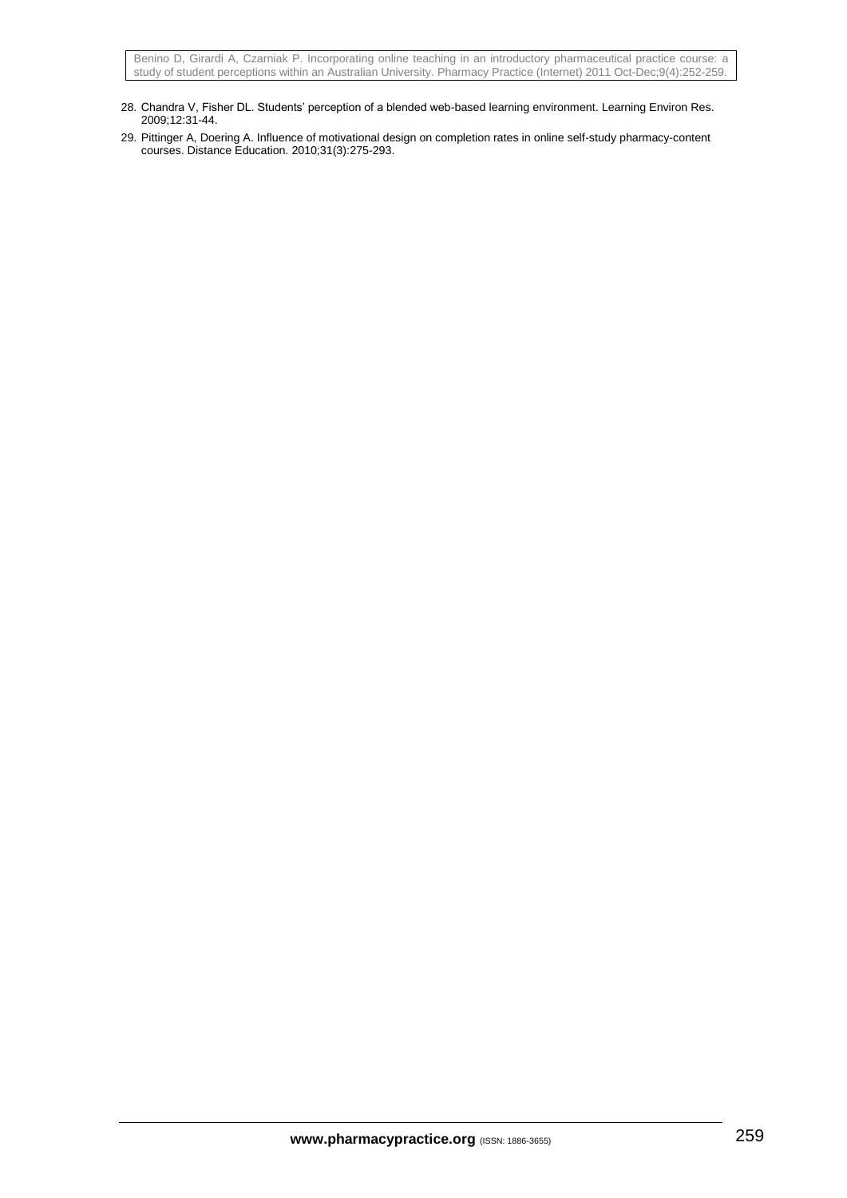28. Chandra V, Fisher DL. Students' perception of a blended web-based learning environment. Learning Environ Res. 2009;12:31-44.
29. Pittinger A, Doering A. Influence of motivational design on completion rates in online self-study pharmacy-content courses. Distance Education. 2010;31(3):275-293.